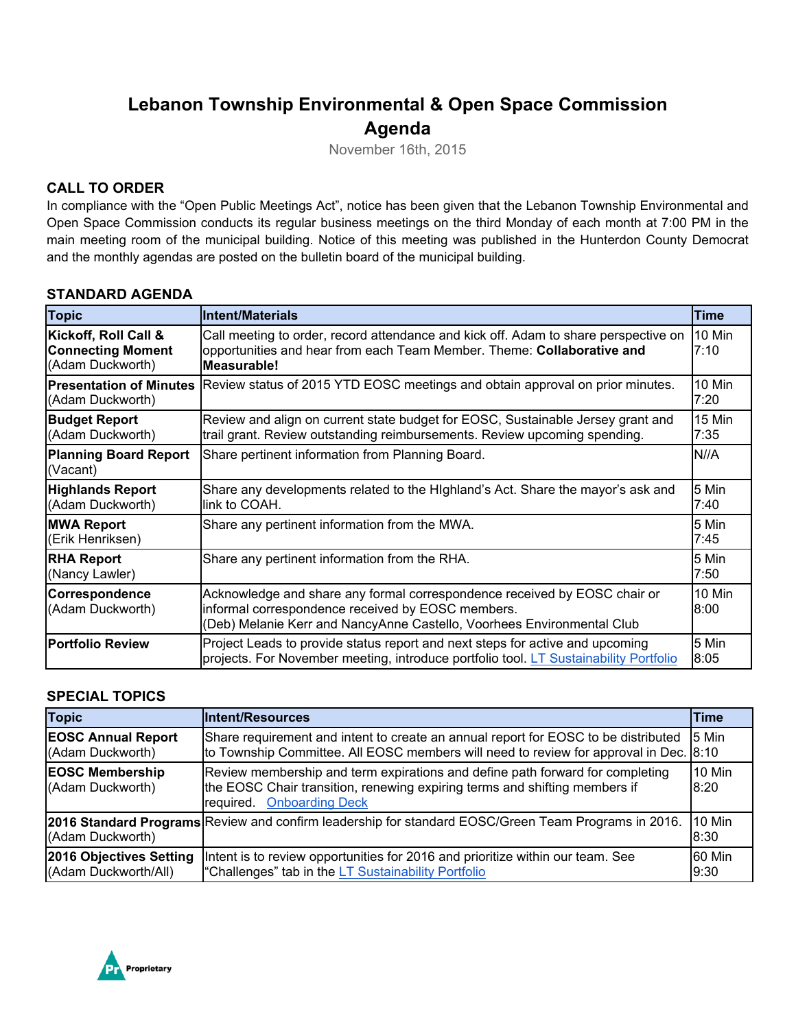# Lebanon Township Environmental & Open Space Commission
# Agenda

November 16th, 2015

## CALL TO ORDER

In compliance with the "Open Public Meetings Act", notice has been given that the Lebanon Township Environmental and Open Space Commission conducts its regular business meetings on the third Monday of each month at 7:00 PM in the main meeting room of the municipal building. Notice of this meeting was published in the Hunterdon County Democrat and the monthly agendas are posted on the bulletin board of the municipal building.

## STANDARD AGENDA

| Topic | Intent/Materials | Time |
|---|---|---|
| **Kickoff, Roll Call & Connecting Moment** (Adam Duckworth) | Call meeting to order, record attendance and kick off. Adam to share perspective on opportunities and hear from each Team Member. Theme: **Collaborative and Measurable!** | 10 Min 7:10 |
| **Presentation of Minutes** (Adam Duckworth) | Review status of 2015 YTD EOSC meetings and obtain approval on prior minutes. | 10 Min 7:20 |
| **Budget Report** (Adam Duckworth) | Review and align on current state budget for EOSC, Sustainable Jersey grant and trail grant. Review outstanding reimbursements. Review upcoming spending. | 15 Min 7:35 |
| **Planning Board Report** (Vacant) | Share pertinent information from Planning Board. | N//A |
| **Highlands Report** (Adam Duckworth) | Share any developments related to the HIghland's Act. Share the mayor's ask and link to COAH. | 5 Min 7:40 |
| **MWA Report** (Erik Henriksen) | Share any pertinent information from the MWA. | 5 Min 7:45 |
| **RHA Report** (Nancy Lawler) | Share any pertinent information from the RHA. | 5 Min 7:50 |
| **Correspondence** (Adam Duckworth) | Acknowledge and share any formal correspondence received by EOSC chair or informal correspondence received by EOSC members. (Deb) Melanie Kerr and NancyAnne Castello, Voorhees Environmental Club | 10 Min 8:00 |
| **Portfolio Review** | Project Leads to provide status report and next steps for active and upcoming projects. For November meeting, introduce portfolio tool. LT Sustainability Portfolio | 5 Min 8:05 |

## SPECIAL TOPICS

| Topic | Intent/Resources | Time |
|---|---|---|
| **EOSC Annual Report** (Adam Duckworth) | Share requirement and intent to create an annual report for EOSC to be distributed to Township Committee. All EOSC members will need to review for approval in Dec. | 5 Min 8:10 |
| **EOSC Membership** (Adam Duckworth) | Review membership and term expirations and define path forward for completing the EOSC Chair transition, renewing expiring terms and shifting members if required. Onboarding Deck | 10 Min 8:20 |
| **2016 Standard Programs** (Adam Duckworth) | Review and confirm leadership for standard EOSC/Green Team Programs in 2016. | 10 Min 8:30 |
| **2016 Objectives Setting** (Adam Duckworth/All) | Intent is to review opportunities for 2016 and prioritize within our team. See "Challenges" tab in the LT Sustainability Portfolio | 60 Min 9:30 |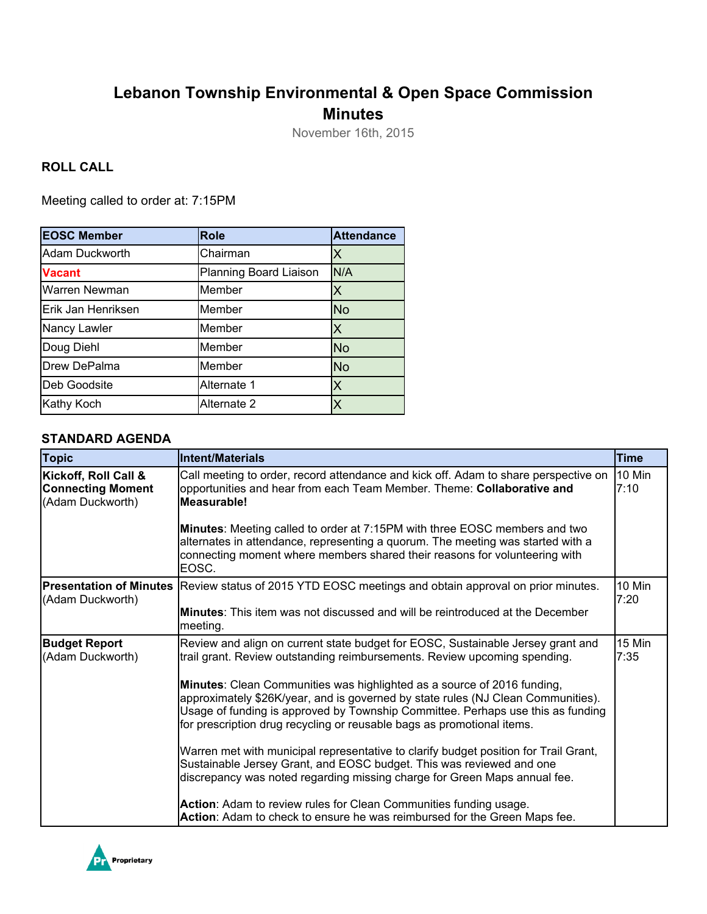# Lebanon Township Environmental & Open Space Commission Minutes

November 16th, 2015

## ROLL CALL

Meeting called to order at: 7:15PM

| EOSC Member | Role | Attendance |
|---|---|---|
| Adam Duckworth | Chairman | X |
| **Vacant** | Planning Board Liaison | N/A |
| Warren Newman | Member | X |
| Erik Jan Henriksen | Member | No |
| Nancy Lawler | Member | X |
| Doug Diehl | Member | No |
| Drew DePalma | Member | No |
| Deb Goodsite | Alternate 1 | X |
| Kathy Koch | Alternate 2 | X |

## STANDARD AGENDA

| Topic | Intent/Materials | Time |
|---|---|---|
| **Kickoff, Roll Call & Connecting Moment** (Adam Duckworth) | Call meeting to order, record attendance and kick off. Adam to share perspective on opportunities and hear from each Team Member. Theme: **Collaborative and Measurable!**<br><br>**Minutes**: Meeting called to order at 7:15PM with three EOSC members and two alternates in attendance, representing a quorum. The meeting was started with a connecting moment where members shared their reasons for volunteering with EOSC. | 10 Min 7:10 |
| **Presentation of Minutes** (Adam Duckworth) | Review status of 2015 YTD EOSC meetings and obtain approval on prior minutes.<br><br>**Minutes**: This item was not discussed and will be reintroduced at the December meeting. | 10 Min 7:20 |
| **Budget Report** (Adam Duckworth) | Review and align on current state budget for EOSC, Sustainable Jersey grant and trail grant. Review outstanding reimbursements. Review upcoming spending.<br><br>**Minutes**: Clean Communities was highlighted as a source of 2016 funding, approximately $26K/year, and is governed by state rules (NJ Clean Communities). Usage of funding is approved by Township Committee. Perhaps use this as funding for prescription drug recycling or reusable bags as promotional items.<br><br>Warren met with municipal representative to clarify budget position for Trail Grant, Sustainable Jersey Grant, and EOSC budget. This was reviewed and one discrepancy was noted regarding missing charge for Green Maps annual fee.<br><br>**Action**: Adam to review rules for Clean Communities funding usage.<br>**Action**: Adam to check to ensure he was reimbursed for the Green Maps fee. | 15 Min 7:35 |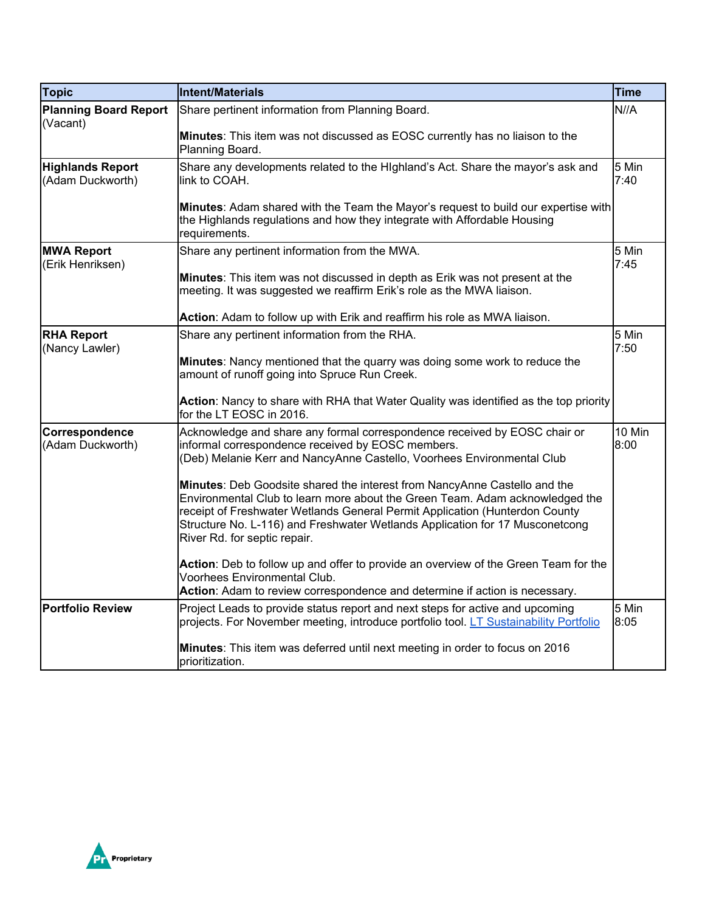| Topic | Intent/Materials | Time |
|---|---|---|
| **Planning Board Report** (Vacant) | Share pertinent information from Planning Board.<br><br>**Minutes**: This item was not discussed as EOSC currently has no liaison to the Planning Board. | N//A |
| **Highlands Report** (Adam Duckworth) | Share any developments related to the HIghland's Act. Share the mayor's ask and link to COAH.<br><br>**Minutes**: Adam shared with the Team the Mayor's request to build our expertise with the Highlands regulations and how they integrate with Affordable Housing requirements. | 5 Min 7:40 |
| **MWA Report** (Erik Henriksen) | Share any pertinent information from the MWA.<br><br>**Minutes**: This item was not discussed in depth as Erik was not present at the meeting. It was suggested we reaffirm Erik's role as the MWA liaison.<br><br>**Action**: Adam to follow up with Erik and reaffirm his role as MWA liaison. | 5 Min 7:45 |
| **RHA Report** (Nancy Lawler) | Share any pertinent information from the RHA.<br><br>**Minutes**: Nancy mentioned that the quarry was doing some work to reduce the amount of runoff going into Spruce Run Creek.<br><br>**Action**: Nancy to share with RHA that Water Quality was identified as the top priority for the LT EOSC in 2016. | 5 Min 7:50 |
| **Correspondence** (Adam Duckworth) | Acknowledge and share any formal correspondence received by EOSC chair or informal correspondence received by EOSC members.<br>(Deb) Melanie Kerr and NancyAnne Castello, Voorhees Environmental Club<br><br>**Minutes**: Deb Goodsite shared the interest from NancyAnne Castello and the Environmental Club to learn more about the Green Team. Adam acknowledged the receipt of Freshwater Wetlands General Permit Application (Hunterdon County Structure No. L-116) and Freshwater Wetlands Application for 17 Musconetcong River Rd. for septic repair.<br><br>**Action**: Deb to follow up and offer to provide an overview of the Green Team for the Voorhees Environmental Club.<br>**Action**: Adam to review correspondence and determine if action is necessary. | 10 Min 8:00 |
| **Portfolio Review** | Project Leads to provide status report and next steps for active and upcoming projects. For November meeting, introduce portfolio tool. [LT Sustainability Portfolio]<br><br>**Minutes**: This item was deferred until next meeting in order to focus on 2016 prioritization. | 5 Min 8:05 |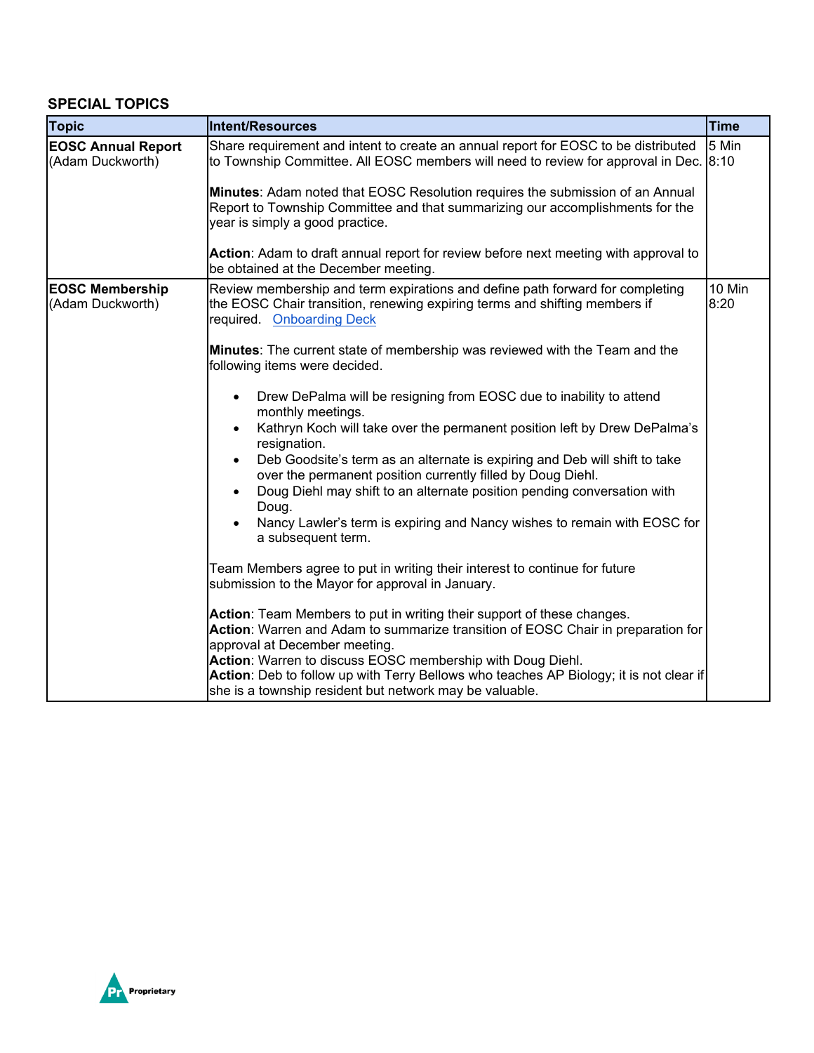### SPECIAL TOPICS

| Topic | Intent/Resources | Time |
|---|---|---|
| **EOSC Annual Report** (Adam Duckworth) | Share requirement and intent to create an annual report for EOSC to be distributed to Township Committee. All EOSC members will need to review for approval in Dec.<br><br>**Minutes**: Adam noted that EOSC Resolution requires the submission of an Annual Report to Township Committee and that summarizing our accomplishments for the year is simply a good practice.<br><br>**Action**: Adam to draft annual report for review before next meeting with approval to be obtained at the December meeting. | 5 Min 8:10 |
| **EOSC Membership** (Adam Duckworth) | Review membership and term expirations and define path forward for completing the EOSC Chair transition, renewing expiring terms and shifting members if required. Onboarding Deck<br><br>**Minutes**: The current state of membership was reviewed with the Team and the following items were decided.<br><br>• Drew DePalma will be resigning from EOSC due to inability to attend monthly meetings.<br>• Kathryn Koch will take over the permanent position left by Drew DePalma's resignation.<br>• Deb Goodsite's term as an alternate is expiring and Deb will shift to take over the permanent position currently filled by Doug Diehl.<br>• Doug Diehl may shift to an alternate position pending conversation with Doug.<br>• Nancy Lawler's term is expiring and Nancy wishes to remain with EOSC for a subsequent term.<br><br>Team Members agree to put in writing their interest to continue for future submission to the Mayor for approval in January.<br><br>**Action**: Team Members to put in writing their support of these changes.<br>**Action**: Warren and Adam to summarize transition of EOSC Chair in preparation for approval at December meeting.<br>**Action**: Warren to discuss EOSC membership with Doug Diehl.<br>**Action**: Deb to follow up with Terry Bellows who teaches AP Biology; it is not clear if she is a township resident but network may be valuable. | 10 Min 8:20 |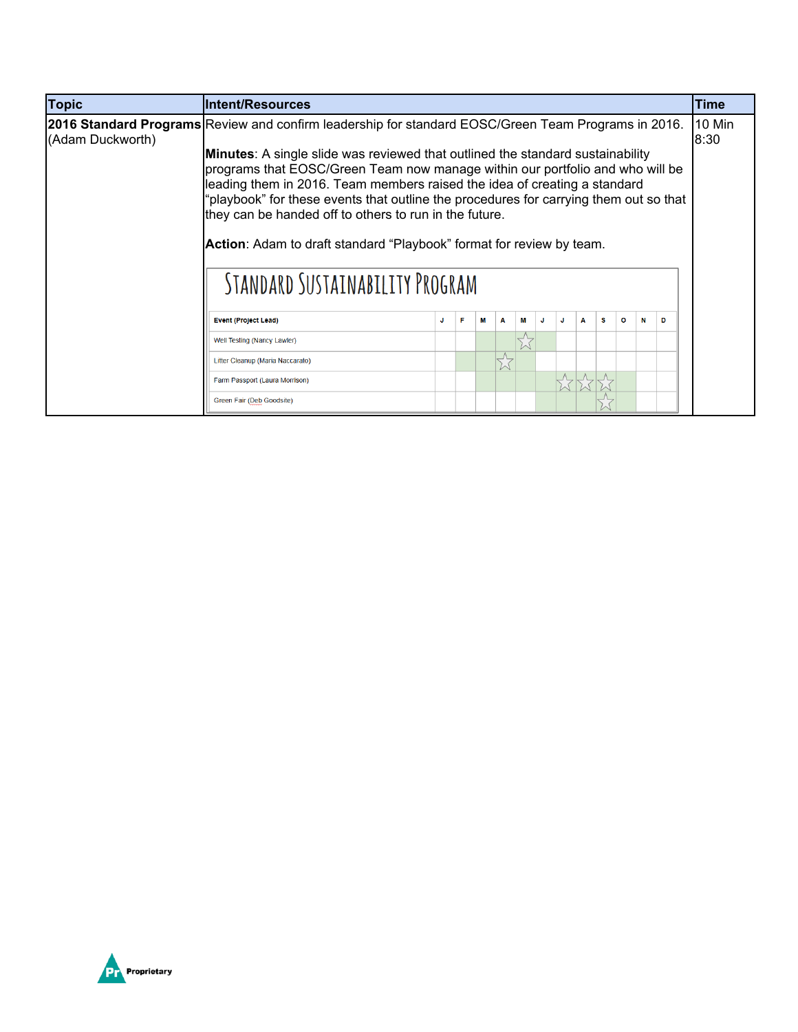| Topic | Intent/Resources | Time |
|---|---|---|
| **2016 Standard Programs** (Adam Duckworth) | Review and confirm leadership for standard EOSC/Green Team Programs in 2016.<br><br>**Minutes**: A single slide was reviewed that outlined the standard sustainability programs that EOSC/Green Team now manage within our portfolio and who will be leading them in 2016. Team members raised the idea of creating a standard "playbook" for these events that outline the procedures for carrying them out so that they can be handed off to others to run in the future.<br><br>**Action**: Adam to draft standard "Playbook" format for review by team. | 10 Min<br>8:30 |

**Standard Sustainability Program**

| Event (Project Lead) | J | F | M | A | M | J | J | A | S | O | N | D |
|---|---|---|---|---|---|---|---|---|---|---|---|---|
| Well Testing (Nancy Lawler) | | | | | ☆ | | | | | | | |
| Litter Cleanup (Maria Naccarato) | | | | ☆ | | | | | | | | |
| Farm Passport (Laura Morrison) | | | | | | | ☆ | ☆ | ☆ | | | |
| Green Fair (Deb Goodsite) | | | | | | | | | ☆ | | | |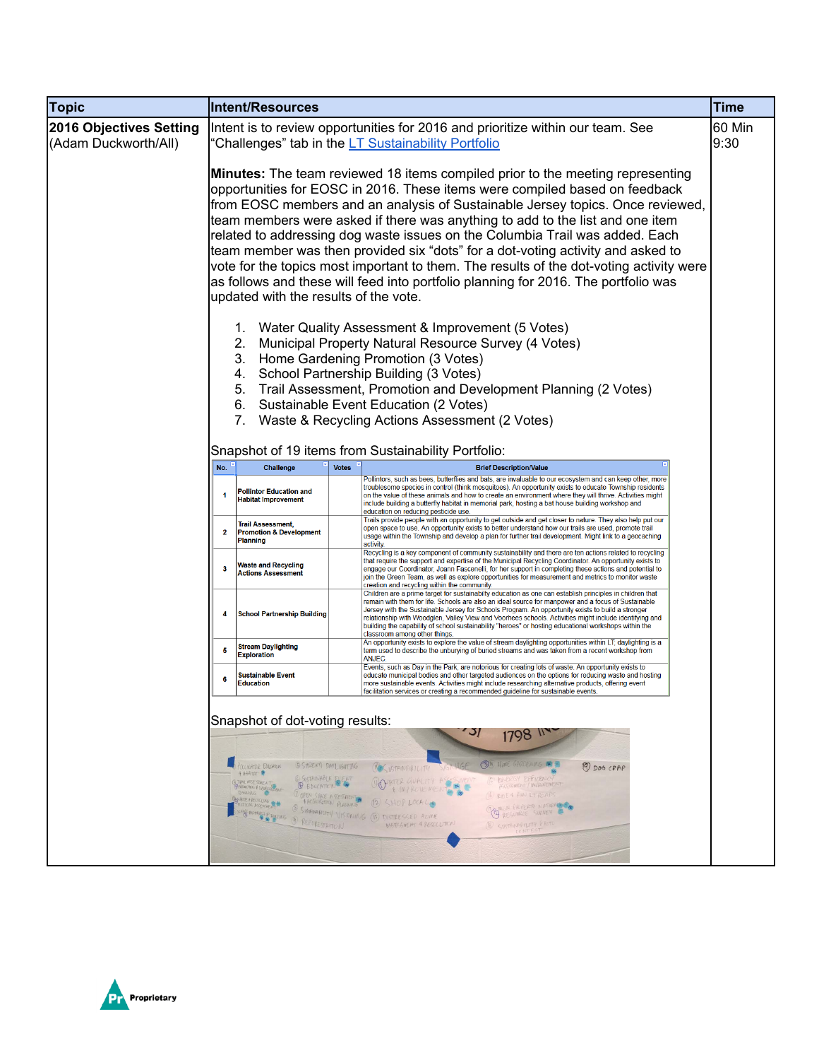| Topic | Intent/Resources | Time |
|---|---|---|
| **2016 Objectives Setting** (Adam Duckworth/All) | Intent is to review opportunities for 2016 and prioritize within our team. See "Challenges" tab in the LT Sustainability Portfolio<br><br>**Minutes:** The team reviewed 18 items compiled prior to the meeting representing opportunities for EOSC in 2016. These items were compiled based on feedback from EOSC members and an analysis of Sustainable Jersey topics. Once reviewed, team members were asked if there was anything to add to the list and one item related to addressing dog waste issues on the Columbia Trail was added. Each team member was then provided six "dots" for a dot-voting activity and asked to vote for the topics most important to them. The results of the dot-voting activity were as follows and these will feed into portfolio planning for 2016. The portfolio was updated with the results of the vote.<br><br>1. Water Quality Assessment & Improvement (5 Votes)<br>2. Municipal Property Natural Resource Survey (4 Votes)<br>3. Home Gardening Promotion (3 Votes)<br>4. School Partnership Building (3 Votes)<br>5. Trail Assessment, Promotion and Development Planning (2 Votes)<br>6. Sustainable Event Education (2 Votes)<br>7. Waste & Recycling Actions Assessment (2 Votes)<br><br>Snapshot of 19 items from Sustainability Portfolio: | 60 Min<br>9:30 |

| No. | Challenge | Votes | Brief Description/Value |
|---|---|---|---|
| 1 | Pollintor Education and Habitat Improvement | | Pollintors, such as bees, butterflies and bats, are invaluable to our ecosystem and can keep other, more troublesome species in control (think mosquitoes). An opportunity exists to educate Township residents on the value of these animals and how to create an environment where they will thrive. Activities might include building a butterfly habitat in memorial park, hosting a bat house building workshop and education on reducing pesticide use. |
| 2 | Trail Assessment, Promotion & Development Planning | | Trails provide people with an opportunity to get outside and get closer to nature. They also help put our open space to use. An opportunity exists to better understand how our trails are used, promote trail usage within the Township and develop a plan for further trail development. Might link to a geocaching activity |
| 3 | Waste and Recycling Actions Assessment | | Recycling is a key component of community sustainability and there are ten actions related to recycling that require the support and expertise of the Municipal Recycling Coordinator. An opportunity exists to engage our Coordinator, Joann Fascenelli, for her support in completing these actions and potential to join the Green Team, as well as explore opportunities for measurement and metrics to monitor waste creation and recycling within the community. |
| 4 | School Partnership Building | | Children are a prime target for sustainability education as one can establish principles in children that remain with them for life. Schools are also an ideal source for manpower and a focus of Sustainable Jersey with the Sustainable Jersey for Schools Program. An opportunity exists to build a stronger relationship with Woodglen, Valley View and Voorhees schools. Activities might include identifying and building the capability of school sustainability "heroes" or hosting educational workshops within the classroom among other things. |
| 5 | Stream Daylighting Exploration | | An opportunity exists to explore the value of stream daylighting opportunities within LT. daylighting is a term used to describe the unburying of buried streams and was taken from a recent workshop from ANJEC. |
| 6 | Sustainable Event Education | | Events, such as Day in the Park, are notorious for creating lots of waste. An opportunity exists to educate municipal bodies and other targeted audiences on the options for reducing waste and hosting more sustainable events. Activities might include researching alternative products, offering event facilitation services or creating a recommended guideline for sustainable events. |

Snapshot of dot-voting results: